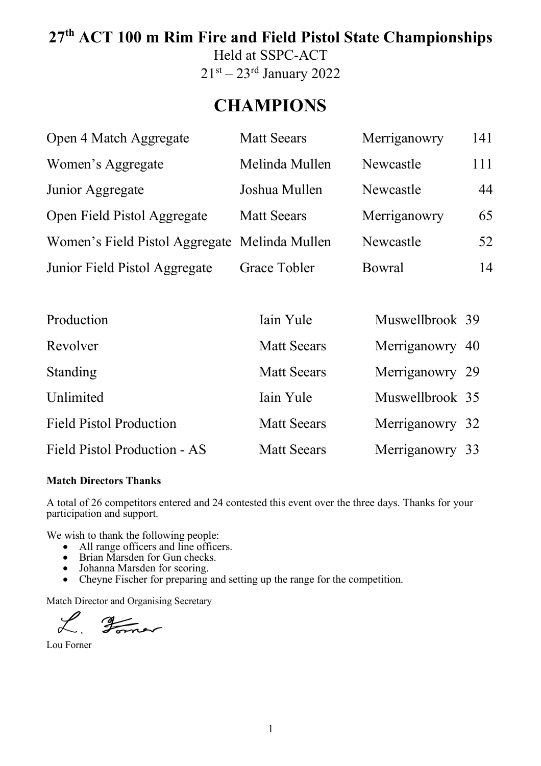# 27th ACT 100 m Rim Fire and Field Pistol State Championships

Held at SSPC-ACT

21st – 23rd January 2022

## CHAMPIONS

| | | | |
|---|---|---|---|
| Open 4 Match Aggregate | Matt Seears | Merriganowry | 141 |
| Women's Aggregate | Melinda Mullen | Newcastle | 111 |
| Junior Aggregate | Joshua Mullen | Newcastle | 44 |
| Open Field Pistol Aggregate | Matt Seears | Merriganowry | 65 |
| Women's Field Pistol Aggregate | Melinda Mullen | Newcastle | 52 |
| Junior Field Pistol Aggregate | Grace Tobler | Bowral | 14 |

| | | | |
|---|---|---|---|
| Production | Iain Yule | Muswellbrook | 39 |
| Revolver | Matt Seears | Merriganowry | 40 |
| Standing | Matt Seears | Merriganowry | 29 |
| Unlimited | Iain Yule | Muswellbrook | 35 |
| Field Pistol Production | Matt Seears | Merriganowry | 32 |
| Field Pistol Production - AS | Matt Seears | Merriganowry | 33 |

**Match Directors Thanks**

A total of 26 competitors entered and 24 contested this event over the three days. Thanks for your participation and support.

We wish to thank the following people:

- All range officers and line officers.
- Brian Marsden for Gun checks.
- Johanna Marsden for scoring.
- Cheyne Fischer for preparing and setting up the range for the competition.

Match Director and Organising Secretary

L. Forner

Lou Forner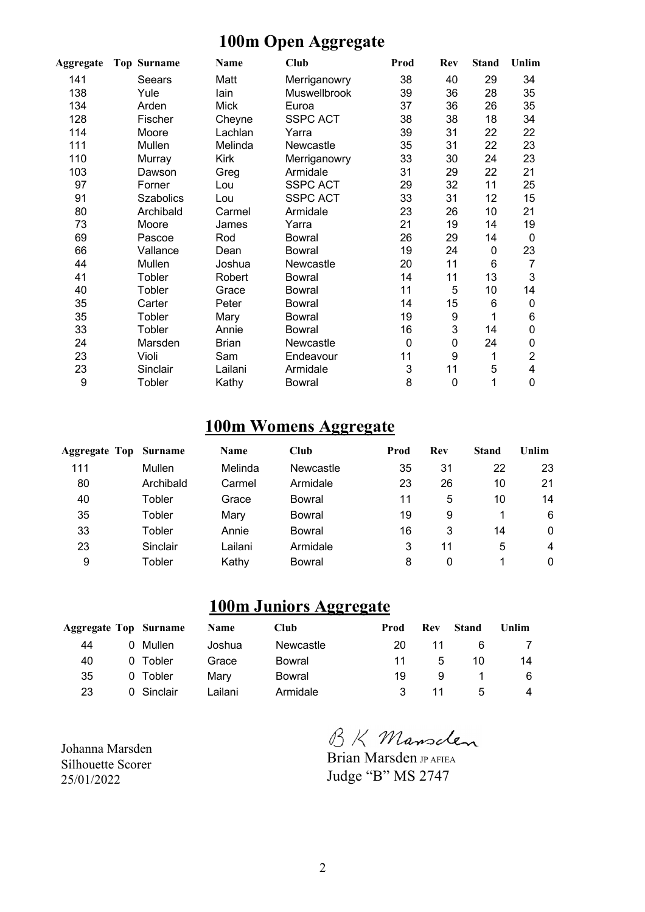# 100m Open Aggregate

| Aggregate | Top | Surname | Name | Club | Prod | Rev | Stand | Unlim |
|---|---|---|---|---|---|---|---|---|
| 141 | | Seears | Matt | Merriganowry | 38 | 40 | 29 | 34 |
| 138 | | Yule | Iain | Muswellbrook | 39 | 36 | 28 | 35 |
| 134 | | Arden | Mick | Euroa | 37 | 36 | 26 | 35 |
| 128 | | Fischer | Cheyne | SSPC ACT | 38 | 38 | 18 | 34 |
| 114 | | Moore | Lachlan | Yarra | 39 | 31 | 22 | 22 |
| 111 | | Mullen | Melinda | Newcastle | 35 | 31 | 22 | 23 |
| 110 | | Murray | Kirk | Merriganowry | 33 | 30 | 24 | 23 |
| 103 | | Dawson | Greg | Armidale | 31 | 29 | 22 | 21 |
| 97 | | Forner | Lou | SSPC ACT | 29 | 32 | 11 | 25 |
| 91 | | Szabolics | Lou | SSPC ACT | 33 | 31 | 12 | 15 |
| 80 | | Archibald | Carmel | Armidale | 23 | 26 | 10 | 21 |
| 73 | | Moore | James | Yarra | 21 | 19 | 14 | 19 |
| 69 | | Pascoe | Rod | Bowral | 26 | 29 | 14 | 0 |
| 66 | | Vallance | Dean | Bowral | 19 | 24 | 0 | 23 |
| 44 | | Mullen | Joshua | Newcastle | 20 | 11 | 6 | 7 |
| 41 | | Tobler | Robert | Bowral | 14 | 11 | 13 | 3 |
| 40 | | Tobler | Grace | Bowral | 11 | 5 | 10 | 14 |
| 35 | | Carter | Peter | Bowral | 14 | 15 | 6 | 0 |
| 35 | | Tobler | Mary | Bowral | 19 | 9 | 1 | 6 |
| 33 | | Tobler | Annie | Bowral | 16 | 3 | 14 | 0 |
| 24 | | Marsden | Brian | Newcastle | 0 | 0 | 24 | 0 |
| 23 | | Violi | Sam | Endeavour | 11 | 9 | 1 | 2 |
| 23 | | Sinclair | Lailani | Armidale | 3 | 11 | 5 | 4 |
| 9 | | Tobler | Kathy | Bowral | 8 | 0 | 1 | 0 |

# 100m Womens Aggregate

| Aggregate | Top | Surname | Name | Club | Prod | Rev | Stand | Unlim |
|---|---|---|---|---|---|---|---|---|
| 111 | | Mullen | Melinda | Newcastle | 35 | 31 | 22 | 23 |
| 80 | | Archibald | Carmel | Armidale | 23 | 26 | 10 | 21 |
| 40 | | Tobler | Grace | Bowral | 11 | 5 | 10 | 14 |
| 35 | | Tobler | Mary | Bowral | 19 | 9 | 1 | 6 |
| 33 | | Tobler | Annie | Bowral | 16 | 3 | 14 | 0 |
| 23 | | Sinclair | Lailani | Armidale | 3 | 11 | 5 | 4 |
| 9 | | Tobler | Kathy | Bowral | 8 | 0 | 1 | 0 |

# 100m Juniors Aggregate

| Aggregate | Top | Surname | Name | Club | Prod | Rev | Stand | Unlim |
|---|---|---|---|---|---|---|---|---|
| 44 | 0 | Mullen | Joshua | Newcastle | 20 | 11 | 6 | 7 |
| 40 | 0 | Tobler | Grace | Bowral | 11 | 5 | 10 | 14 |
| 35 | 0 | Tobler | Mary | Bowral | 19 | 9 | 1 | 6 |
| 23 | 0 | Sinclair | Lailani | Armidale | 3 | 11 | 5 | 4 |

Johanna Marsden
Silhouette Scorer
25/01/2022

B K Marsden
Brian Marsden JP AFIEA
Judge "B" MS 2747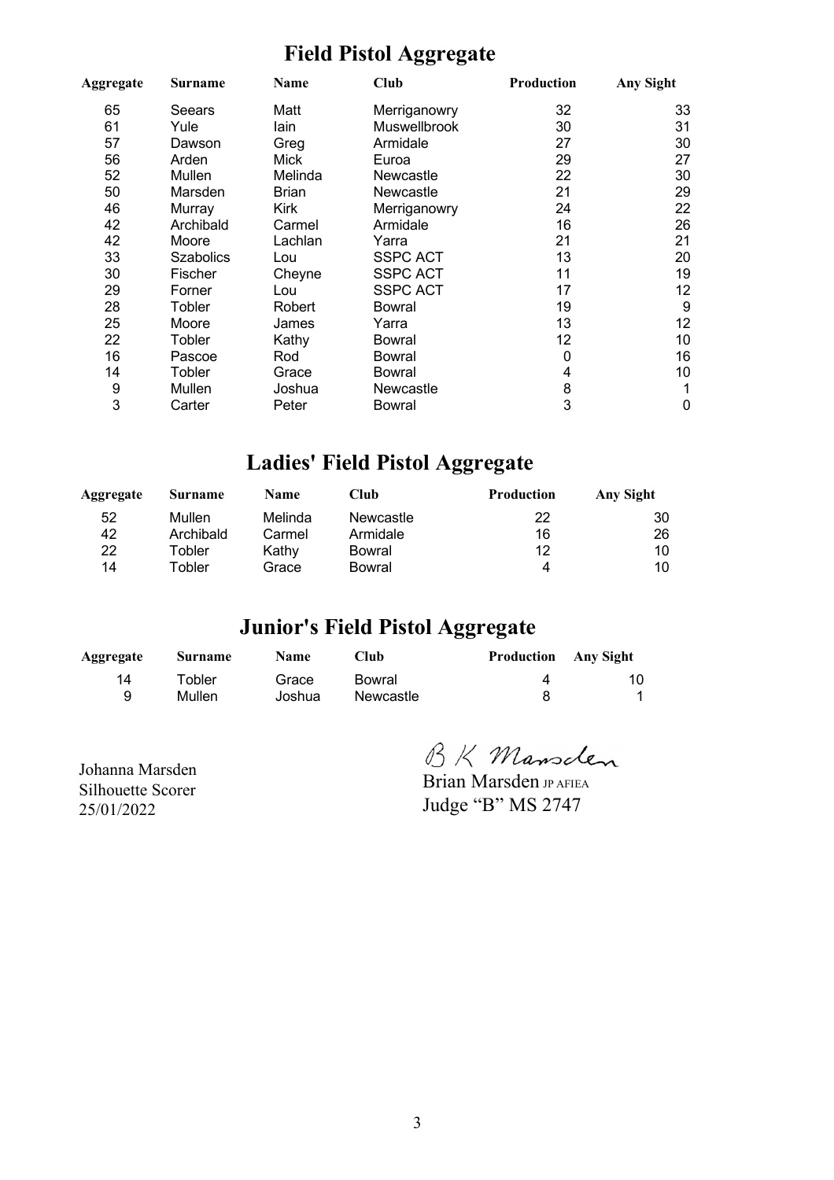# Field Pistol Aggregate

| Aggregate | Surname | Name | Club | Production | Any Sight |
|---|---|---|---|---|---|
| 65 | Seears | Matt | Merriganowry | 32 | 33 |
| 61 | Yule | Iain | Muswellbrook | 30 | 31 |
| 57 | Dawson | Greg | Armidale | 27 | 30 |
| 56 | Arden | Mick | Euroa | 29 | 27 |
| 52 | Mullen | Melinda | Newcastle | 22 | 30 |
| 50 | Marsden | Brian | Newcastle | 21 | 29 |
| 46 | Murray | Kirk | Merriganowry | 24 | 22 |
| 42 | Archibald | Carmel | Armidale | 16 | 26 |
| 42 | Moore | Lachlan | Yarra | 21 | 21 |
| 33 | Szabolics | Lou | SSPC ACT | 13 | 20 |
| 30 | Fischer | Cheyne | SSPC ACT | 11 | 19 |
| 29 | Forner | Lou | SSPC ACT | 17 | 12 |
| 28 | Tobler | Robert | Bowral | 19 | 9 |
| 25 | Moore | James | Yarra | 13 | 12 |
| 22 | Tobler | Kathy | Bowral | 12 | 10 |
| 16 | Pascoe | Rod | Bowral | 0 | 16 |
| 14 | Tobler | Grace | Bowral | 4 | 10 |
| 9 | Mullen | Joshua | Newcastle | 8 | 1 |
| 3 | Carter | Peter | Bowral | 3 | 0 |

# Ladies' Field Pistol Aggregate

| Aggregate | Surname | Name | Club | Production | Any Sight |
|---|---|---|---|---|---|
| 52 | Mullen | Melinda | Newcastle | 22 | 30 |
| 42 | Archibald | Carmel | Armidale | 16 | 26 |
| 22 | Tobler | Kathy | Bowral | 12 | 10 |
| 14 | Tobler | Grace | Bowral | 4 | 10 |

# Junior's Field Pistol Aggregate

| Aggregate | Surname | Name | Club | Production | Any Sight |
|---|---|---|---|---|---|
| 14 | Tobler | Grace | Bowral | 4 | 10 |
| 9 | Mullen | Joshua | Newcastle | 8 | 1 |

Johanna Marsden
Silhouette Scorer
25/01/2022

B K Marsden
Brian Marsden JP AFIEA
Judge "B" MS 2747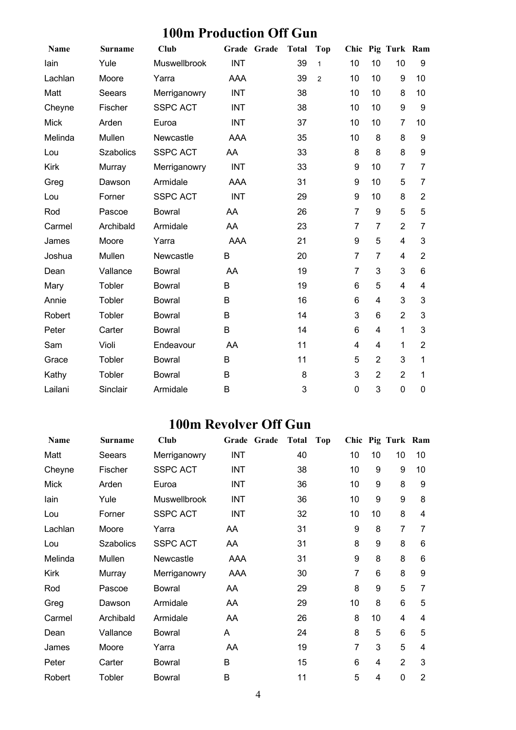## 100m Production Off Gun

| Name | Surname | Club | Grade | Grade | Total | Top | Chic | Pig | Turk | Ram |
|---|---|---|---|---|---|---|---|---|---|---|
| Iain | Yule | Muswellbrook | INT | | 39 | 1 | 10 | 10 | 10 | 9 |
| Lachlan | Moore | Yarra | AAA | | 39 | 2 | 10 | 10 | 9 | 10 |
| Matt | Seears | Merriganowry | INT | | 38 | | 10 | 10 | 8 | 10 |
| Cheyne | Fischer | SSPC ACT | INT | | 38 | | 10 | 10 | 9 | 9 |
| Mick | Arden | Euroa | INT | | 37 | | 10 | 10 | 7 | 10 |
| Melinda | Mullen | Newcastle | AAA | | 35 | | 10 | 8 | 8 | 9 |
| Lou | Szabolics | SSPC ACT | AA | | 33 | | 8 | 8 | 8 | 9 |
| Kirk | Murray | Merriganowry | INT | | 33 | | 9 | 10 | 7 | 7 |
| Greg | Dawson | Armidale | AAA | | 31 | | 9 | 10 | 5 | 7 |
| Lou | Forner | SSPC ACT | INT | | 29 | | 9 | 10 | 8 | 2 |
| Rod | Pascoe | Bowral | AA | | 26 | | 7 | 9 | 5 | 5 |
| Carmel | Archibald | Armidale | AA | | 23 | | 7 | 7 | 2 | 7 |
| James | Moore | Yarra | AAA | | 21 | | 9 | 5 | 4 | 3 |
| Joshua | Mullen | Newcastle | B | | 20 | | 7 | 7 | 4 | 2 |
| Dean | Vallance | Bowral | AA | | 19 | | 7 | 3 | 3 | 6 |
| Mary | Tobler | Bowral | B | | 19 | | 6 | 5 | 4 | 4 |
| Annie | Tobler | Bowral | B | | 16 | | 6 | 4 | 3 | 3 |
| Robert | Tobler | Bowral | B | | 14 | | 3 | 6 | 2 | 3 |
| Peter | Carter | Bowral | B | | 14 | | 6 | 4 | 1 | 3 |
| Sam | Violi | Endeavour | AA | | 11 | | 4 | 4 | 1 | 2 |
| Grace | Tobler | Bowral | B | | 11 | | 5 | 2 | 3 | 1 |
| Kathy | Tobler | Bowral | B | | 8 | | 3 | 2 | 2 | 1 |
| Lailani | Sinclair | Armidale | B | | 3 | | 0 | 3 | 0 | 0 |

## 100m Revolver Off Gun

| Name | Surname | Club | Grade | Grade | Total | Top | Chic | Pig | Turk | Ram |
|---|---|---|---|---|---|---|---|---|---|---|
| Matt | Seears | Merriganowry | INT | | 40 | | 10 | 10 | 10 | 10 |
| Cheyne | Fischer | SSPC ACT | INT | | 38 | | 10 | 9 | 9 | 10 |
| Mick | Arden | Euroa | INT | | 36 | | 10 | 9 | 8 | 9 |
| Iain | Yule | Muswellbrook | INT | | 36 | | 10 | 9 | 9 | 8 |
| Lou | Forner | SSPC ACT | INT | | 32 | | 10 | 10 | 8 | 4 |
| Lachlan | Moore | Yarra | AA | | 31 | | 9 | 8 | 7 | 7 |
| Lou | Szabolics | SSPC ACT | AA | | 31 | | 8 | 9 | 8 | 6 |
| Melinda | Mullen | Newcastle | AAA | | 31 | | 9 | 8 | 8 | 6 |
| Kirk | Murray | Merriganowry | AAA | | 30 | | 7 | 6 | 8 | 9 |
| Rod | Pascoe | Bowral | AA | | 29 | | 8 | 9 | 5 | 7 |
| Greg | Dawson | Armidale | AA | | 29 | | 10 | 8 | 6 | 5 |
| Carmel | Archibald | Armidale | AA | | 26 | | 8 | 10 | 4 | 4 |
| Dean | Vallance | Bowral | A | | 24 | | 8 | 5 | 6 | 5 |
| James | Moore | Yarra | AA | | 19 | | 7 | 3 | 5 | 4 |
| Peter | Carter | Bowral | B | | 15 | | 6 | 4 | 2 | 3 |
| Robert | Tobler | Bowral | B | | 11 | | 5 | 4 | 0 | 2 |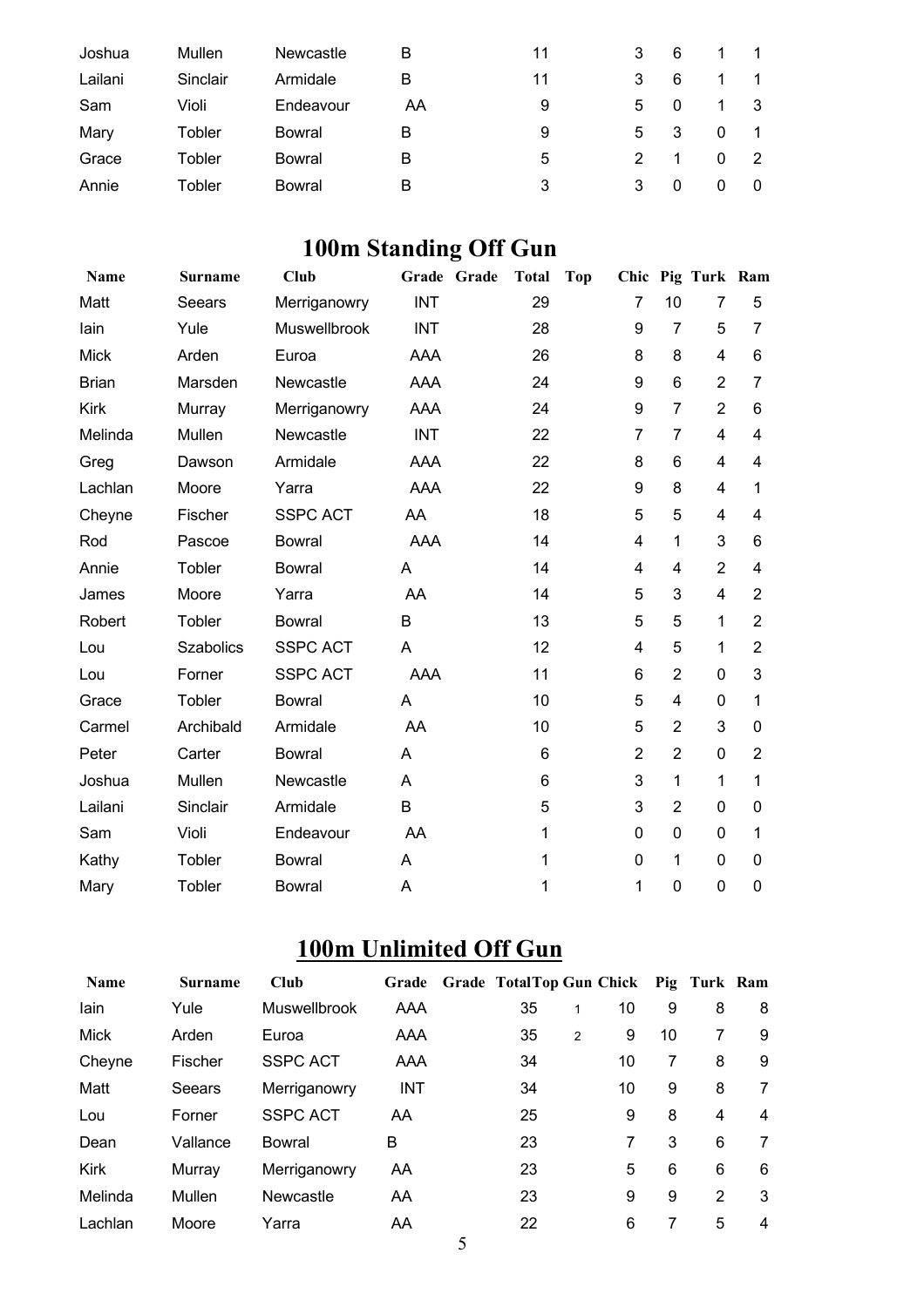| | | | | | | | | | | |
|---|---|---|---|---|---|---|---|---|---|---|
| Joshua | Mullen | Newcastle | B | | 11 | | 3 | 6 | 1 | 1 |
| Lailani | Sinclair | Armidale | B | | 11 | | 3 | 6 | 1 | 1 |
| Sam | Violi | Endeavour | AA | | 9 | | 5 | 0 | 1 | 3 |
| Mary | Tobler | Bowral | B | | 9 | | 5 | 3 | 0 | 1 |
| Grace | Tobler | Bowral | B | | 5 | | 2 | 1 | 0 | 2 |
| Annie | Tobler | Bowral | B | | 3 | | 3 | 0 | 0 | 0 |

# 100m Standing Off Gun

| Name | Surname | Club | Grade | Grade | Total | Top | Chic | Pig | Turk | Ram |
|---|---|---|---|---|---|---|---|---|---|---|
| Matt | Seears | Merriganowry | INT | | 29 | | 7 | 10 | 7 | 5 |
| Iain | Yule | Muswellbrook | INT | | 28 | | 9 | 7 | 5 | 7 |
| Mick | Arden | Euroa | AAA | | 26 | | 8 | 8 | 4 | 6 |
| Brian | Marsden | Newcastle | AAA | | 24 | | 9 | 6 | 2 | 7 |
| Kirk | Murray | Merriganowry | AAA | | 24 | | 9 | 7 | 2 | 6 |
| Melinda | Mullen | Newcastle | INT | | 22 | | 7 | 7 | 4 | 4 |
| Greg | Dawson | Armidale | AAA | | 22 | | 8 | 6 | 4 | 4 |
| Lachlan | Moore | Yarra | AAA | | 22 | | 9 | 8 | 4 | 1 |
| Cheyne | Fischer | SSPC ACT | AA | | 18 | | 5 | 5 | 4 | 4 |
| Rod | Pascoe | Bowral | AAA | | 14 | | 4 | 1 | 3 | 6 |
| Annie | Tobler | Bowral | A | | 14 | | 4 | 4 | 2 | 4 |
| James | Moore | Yarra | AA | | 14 | | 5 | 3 | 4 | 2 |
| Robert | Tobler | Bowral | B | | 13 | | 5 | 5 | 1 | 2 |
| Lou | Szabolics | SSPC ACT | A | | 12 | | 4 | 5 | 1 | 2 |
| Lou | Forner | SSPC ACT | AAA | | 11 | | 6 | 2 | 0 | 3 |
| Grace | Tobler | Bowral | A | | 10 | | 5 | 4 | 0 | 1 |
| Carmel | Archibald | Armidale | AA | | 10 | | 5 | 2 | 3 | 0 |
| Peter | Carter | Bowral | A | | 6 | | 2 | 2 | 0 | 2 |
| Joshua | Mullen | Newcastle | A | | 6 | | 3 | 1 | 1 | 1 |
| Lailani | Sinclair | Armidale | B | | 5 | | 3 | 2 | 0 | 0 |
| Sam | Violi | Endeavour | AA | | 1 | | 0 | 0 | 0 | 1 |
| Kathy | Tobler | Bowral | A | | 1 | | 0 | 1 | 0 | 0 |
| Mary | Tobler | Bowral | A | | 1 | | 1 | 0 | 0 | 0 |

# 100m Unlimited Off Gun

| Name | Surname | Club | Grade | Grade | Total | Top Gun | Chick | Pig | Turk | Ram |
|---|---|---|---|---|---|---|---|---|---|---|
| Iain | Yule | Muswellbrook | AAA | | 35 | 1 | 10 | 9 | 8 | 8 |
| Mick | Arden | Euroa | AAA | | 35 | 2 | 9 | 10 | 7 | 9 |
| Cheyne | Fischer | SSPC ACT | AAA | | 34 | | 10 | 7 | 8 | 9 |
| Matt | Seears | Merriganowry | INT | | 34 | | 10 | 9 | 8 | 7 |
| Lou | Forner | SSPC ACT | AA | | 25 | | 9 | 8 | 4 | 4 |
| Dean | Vallance | Bowral | B | | 23 | | 7 | 3 | 6 | 7 |
| Kirk | Murray | Merriganowry | AA | | 23 | | 5 | 6 | 6 | 6 |
| Melinda | Mullen | Newcastle | AA | | 23 | | 9 | 9 | 2 | 3 |
| Lachlan | Moore | Yarra | AA | | 22 | | 6 | 7 | 5 | 4 |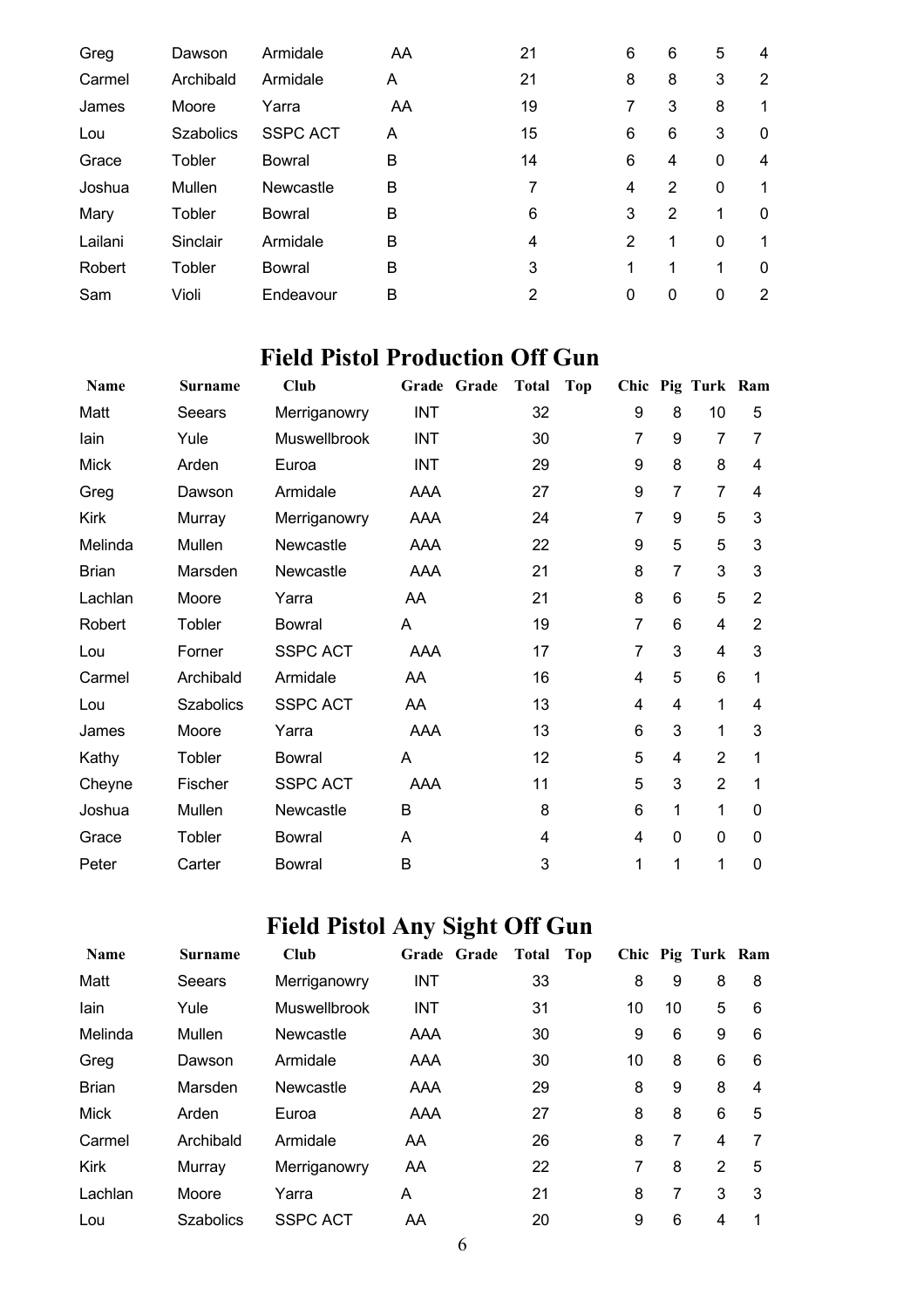| | | | | | | | | | | | |
|---|---|---|---|---|---|---|---|---|---|---|---|
| Greg | Dawson | Armidale | AA | | 21 | | 6 | 6 | 5 | 4 |
| Carmel | Archibald | Armidale | A | | 21 | | 8 | 8 | 3 | 2 |
| James | Moore | Yarra | AA | | 19 | | 7 | 3 | 8 | 1 |
| Lou | Szabolics | SSPC ACT | A | | 15 | | 6 | 6 | 3 | 0 |
| Grace | Tobler | Bowral | B | | 14 | | 6 | 4 | 0 | 4 |
| Joshua | Mullen | Newcastle | B | | 7 | | 4 | 2 | 0 | 1 |
| Mary | Tobler | Bowral | B | | 6 | | 3 | 2 | 1 | 0 |
| Lailani | Sinclair | Armidale | B | | 4 | | 2 | 1 | 0 | 1 |
| Robert | Tobler | Bowral | B | | 3 | | 1 | 1 | 1 | 0 |
| Sam | Violi | Endeavour | B | | 2 | | 0 | 0 | 0 | 2 |

## Field Pistol Production Off Gun

| Name | Surname | Club | Grade | Grade | Total | Top | Chic | Pig | Turk | Ram |
|---|---|---|---|---|---|---|---|---|---|---|
| Matt | Seears | Merriganowry | INT | | 32 | | 9 | 8 | 10 | 5 |
| Iain | Yule | Muswellbrook | INT | | 30 | | 7 | 9 | 7 | 7 |
| Mick | Arden | Euroa | INT | | 29 | | 9 | 8 | 8 | 4 |
| Greg | Dawson | Armidale | AAA | | 27 | | 9 | 7 | 7 | 4 |
| Kirk | Murray | Merriganowry | AAA | | 24 | | 7 | 9 | 5 | 3 |
| Melinda | Mullen | Newcastle | AAA | | 22 | | 9 | 5 | 5 | 3 |
| Brian | Marsden | Newcastle | AAA | | 21 | | 8 | 7 | 3 | 3 |
| Lachlan | Moore | Yarra | AA | | 21 | | 8 | 6 | 5 | 2 |
| Robert | Tobler | Bowral | A | | 19 | | 7 | 6 | 4 | 2 |
| Lou | Forner | SSPC ACT | AAA | | 17 | | 7 | 3 | 4 | 3 |
| Carmel | Archibald | Armidale | AA | | 16 | | 4 | 5 | 6 | 1 |
| Lou | Szabolics | SSPC ACT | AA | | 13 | | 4 | 4 | 1 | 4 |
| James | Moore | Yarra | AAA | | 13 | | 6 | 3 | 1 | 3 |
| Kathy | Tobler | Bowral | A | | 12 | | 5 | 4 | 2 | 1 |
| Cheyne | Fischer | SSPC ACT | AAA | | 11 | | 5 | 3 | 2 | 1 |
| Joshua | Mullen | Newcastle | B | | 8 | | 6 | 1 | 1 | 0 |
| Grace | Tobler | Bowral | A | | 4 | | 4 | 0 | 0 | 0 |
| Peter | Carter | Bowral | B | | 3 | | 1 | 1 | 1 | 0 |

## Field Pistol Any Sight Off Gun

| Name | Surname | Club | Grade | Grade | Total | Top | Chic | Pig | Turk | Ram |
|---|---|---|---|---|---|---|---|---|---|---|
| Matt | Seears | Merriganowry | INT | | 33 | | 8 | 9 | 8 | 8 |
| Iain | Yule | Muswellbrook | INT | | 31 | | 10 | 10 | 5 | 6 |
| Melinda | Mullen | Newcastle | AAA | | 30 | | 9 | 6 | 9 | 6 |
| Greg | Dawson | Armidale | AAA | | 30 | | 10 | 8 | 6 | 6 |
| Brian | Marsden | Newcastle | AAA | | 29 | | 8 | 9 | 8 | 4 |
| Mick | Arden | Euroa | AAA | | 27 | | 8 | 8 | 6 | 5 |
| Carmel | Archibald | Armidale | AA | | 26 | | 8 | 7 | 4 | 7 |
| Kirk | Murray | Merriganowry | AA | | 22 | | 7 | 8 | 2 | 5 |
| Lachlan | Moore | Yarra | A | | 21 | | 8 | 7 | 3 | 3 |
| Lou | Szabolics | SSPC ACT | AA | | 20 | | 9 | 6 | 4 | 1 |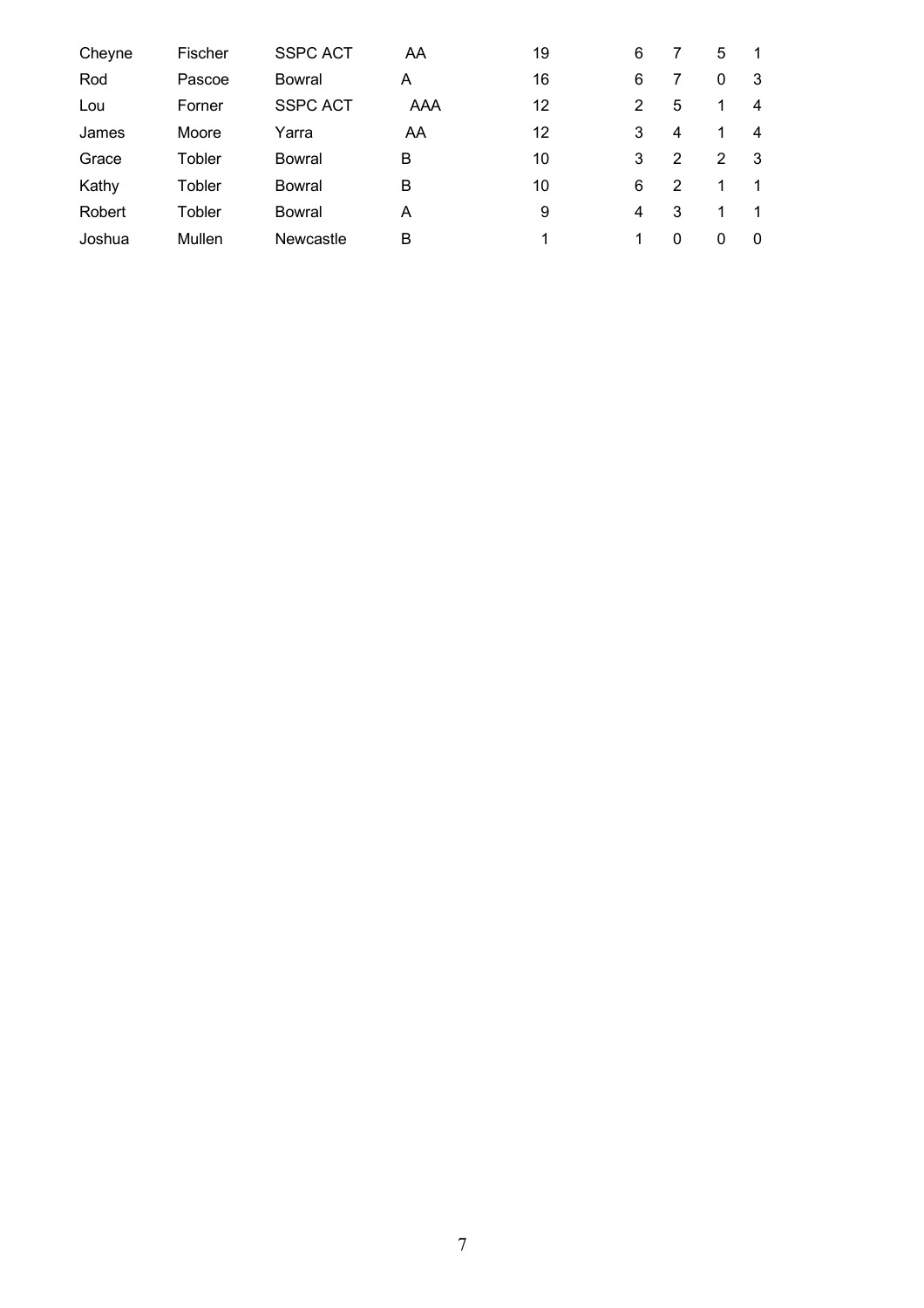| | | | | | | | | |
|---|---|---|---|---|---|---|---|---|
| Cheyne | Fischer | SSPC ACT | AA | 19 | 6 | 7 | 5 | 1 |
| Rod | Pascoe | Bowral | A | 16 | 6 | 7 | 0 | 3 |
| Lou | Forner | SSPC ACT | AAA | 12 | 2 | 5 | 1 | 4 |
| James | Moore | Yarra | AA | 12 | 3 | 4 | 1 | 4 |
| Grace | Tobler | Bowral | B | 10 | 3 | 2 | 2 | 3 |
| Kathy | Tobler | Bowral | B | 10 | 6 | 2 | 1 | 1 |
| Robert | Tobler | Bowral | A | 9 | 4 | 3 | 1 | 1 |
| Joshua | Mullen | Newcastle | B | 1 | 1 | 0 | 0 | 0 |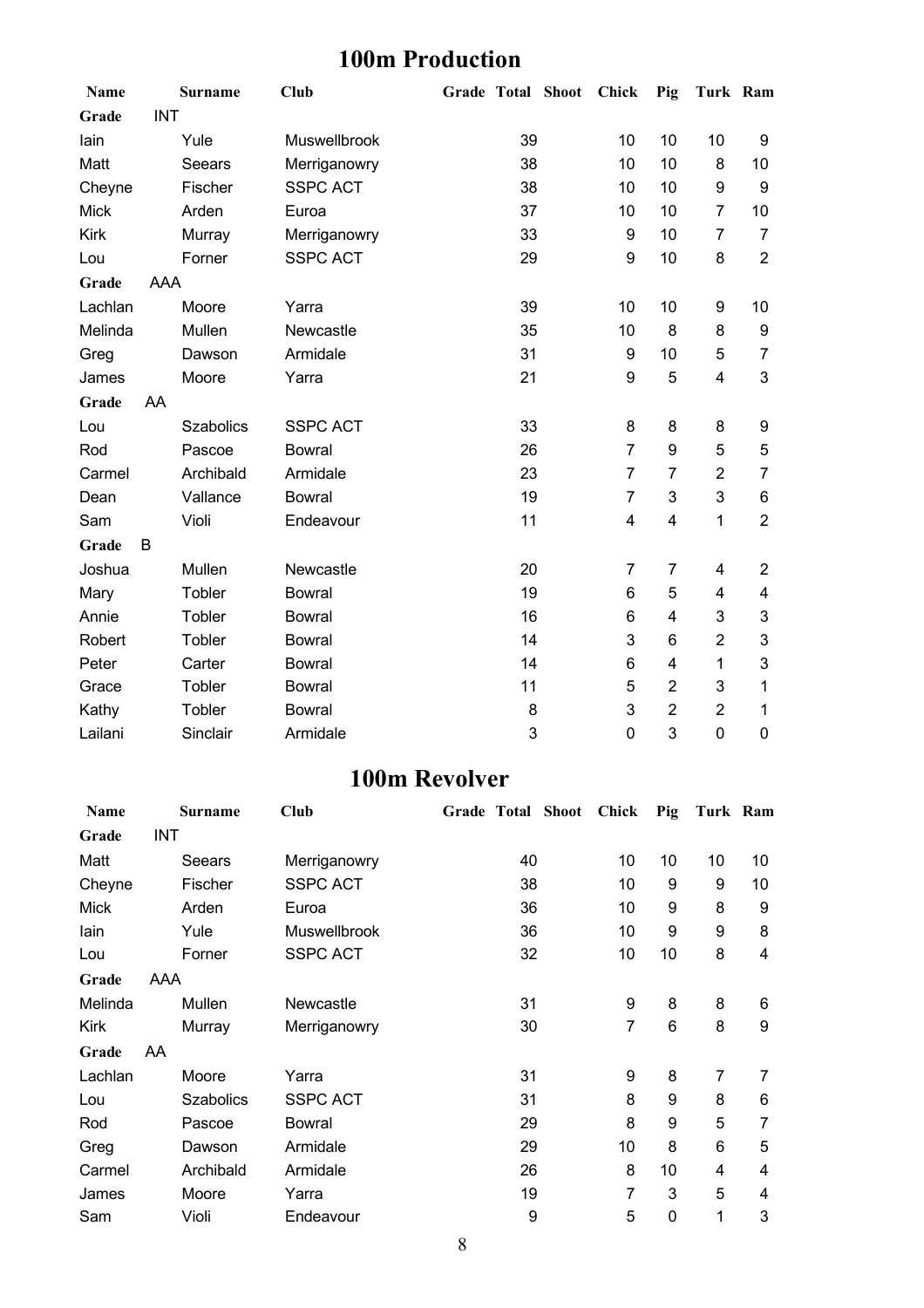## 100m Production

| Name | Surname | Club | Grade | Total | Shoot | Chick | Pig | Turk | Ram |
|---|---|---|---|---|---|---|---|---|---|
| **Grade** | INT | | | | | | | | |
| Iain | Yule | Muswellbrook | | 39 | | 10 | 10 | 10 | 9 |
| Matt | Seears | Merriganowry | | 38 | | 10 | 10 | 8 | 10 |
| Cheyne | Fischer | SSPC ACT | | 38 | | 10 | 10 | 9 | 9 |
| Mick | Arden | Euroa | | 37 | | 10 | 10 | 7 | 10 |
| Kirk | Murray | Merriganowry | | 33 | | 9 | 10 | 7 | 7 |
| Lou | Forner | SSPC ACT | | 29 | | 9 | 10 | 8 | 2 |
| **Grade** | AAA | | | | | | | | |
| Lachlan | Moore | Yarra | | 39 | | 10 | 10 | 9 | 10 |
| Melinda | Mullen | Newcastle | | 35 | | 10 | 8 | 8 | 9 |
| Greg | Dawson | Armidale | | 31 | | 9 | 10 | 5 | 7 |
| James | Moore | Yarra | | 21 | | 9 | 5 | 4 | 3 |
| **Grade** | AA | | | | | | | | |
| Lou | Szabolics | SSPC ACT | | 33 | | 8 | 8 | 8 | 9 |
| Rod | Pascoe | Bowral | | 26 | | 7 | 9 | 5 | 5 |
| Carmel | Archibald | Armidale | | 23 | | 7 | 7 | 2 | 7 |
| Dean | Vallance | Bowral | | 19 | | 7 | 3 | 3 | 6 |
| Sam | Violi | Endeavour | | 11 | | 4 | 4 | 1 | 2 |
| **Grade** | B | | | | | | | | |
| Joshua | Mullen | Newcastle | | 20 | | 7 | 7 | 4 | 2 |
| Mary | Tobler | Bowral | | 19 | | 6 | 5 | 4 | 4 |
| Annie | Tobler | Bowral | | 16 | | 6 | 4 | 3 | 3 |
| Robert | Tobler | Bowral | | 14 | | 3 | 6 | 2 | 3 |
| Peter | Carter | Bowral | | 14 | | 6 | 4 | 1 | 3 |
| Grace | Tobler | Bowral | | 11 | | 5 | 2 | 3 | 1 |
| Kathy | Tobler | Bowral | | 8 | | 3 | 2 | 2 | 1 |
| Lailani | Sinclair | Armidale | | 3 | | 0 | 3 | 0 | 0 |

## 100m Revolver

| Name | Surname | Club | Grade | Total | Shoot | Chick | Pig | Turk | Ram |
|---|---|---|---|---|---|---|---|---|---|
| **Grade** | INT | | | | | | | | |
| Matt | Seears | Merriganowry | | 40 | | 10 | 10 | 10 | 10 |
| Cheyne | Fischer | SSPC ACT | | 38 | | 10 | 9 | 9 | 10 |
| Mick | Arden | Euroa | | 36 | | 10 | 9 | 8 | 9 |
| Iain | Yule | Muswellbrook | | 36 | | 10 | 9 | 9 | 8 |
| Lou | Forner | SSPC ACT | | 32 | | 10 | 10 | 8 | 4 |
| **Grade** | AAA | | | | | | | | |
| Melinda | Mullen | Newcastle | | 31 | | 9 | 8 | 8 | 6 |
| Kirk | Murray | Merriganowry | | 30 | | 7 | 6 | 8 | 9 |
| **Grade** | AA | | | | | | | | |
| Lachlan | Moore | Yarra | | 31 | | 9 | 8 | 7 | 7 |
| Lou | Szabolics | SSPC ACT | | 31 | | 8 | 9 | 8 | 6 |
| Rod | Pascoe | Bowral | | 29 | | 8 | 9 | 5 | 7 |
| Greg | Dawson | Armidale | | 29 | | 10 | 8 | 6 | 5 |
| Carmel | Archibald | Armidale | | 26 | | 8 | 10 | 4 | 4 |
| James | Moore | Yarra | | 19 | | 7 | 3 | 5 | 4 |
| Sam | Violi | Endeavour | | 9 | | 5 | 0 | 1 | 3 |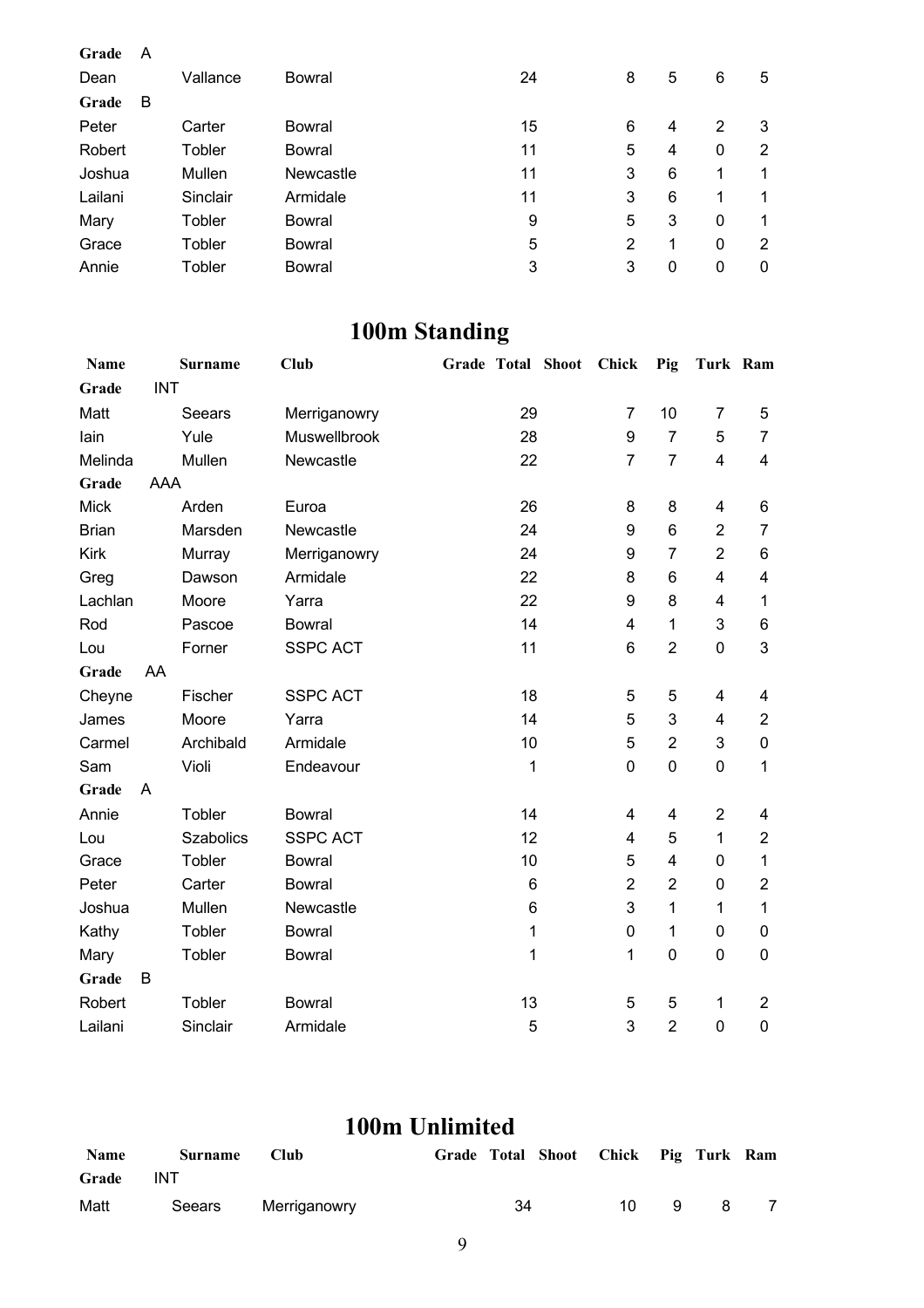| | | | | | | | | | |
|---|---|---|---|---|---|---|---|---|---|
| **Grade** | A | | | | | | | | |
| Dean | Vallance | Bowral | | 24 | | 8 | 5 | 6 | 5 |
| **Grade** | B | | | | | | | | |
| Peter | Carter | Bowral | | 15 | | 6 | 4 | 2 | 3 |
| Robert | Tobler | Bowral | | 11 | | 5 | 4 | 0 | 2 |
| Joshua | Mullen | Newcastle | | 11 | | 3 | 6 | 1 | 1 |
| Lailani | Sinclair | Armidale | | 11 | | 3 | 6 | 1 | 1 |
| Mary | Tobler | Bowral | | 9 | | 5 | 3 | 0 | 1 |
| Grace | Tobler | Bowral | | 5 | | 2 | 1 | 0 | 2 |
| Annie | Tobler | Bowral | | 3 | | 3 | 0 | 0 | 0 |

# 100m Standing

| Name | Surname | Club | Grade | Total | Shoot | Chick | Pig | Turk | Ram |
|---|---|---|---|---|---|---|---|---|---|
| **Grade** | INT | | | | | | | | |
| Matt | Seears | Merriganowry | | 29 | | 7 | 10 | 7 | 5 |
| Iain | Yule | Muswellbrook | | 28 | | 9 | 7 | 5 | 7 |
| Melinda | Mullen | Newcastle | | 22 | | 7 | 7 | 4 | 4 |
| **Grade** | AAA | | | | | | | | |
| Mick | Arden | Euroa | | 26 | | 8 | 8 | 4 | 6 |
| Brian | Marsden | Newcastle | | 24 | | 9 | 6 | 2 | 7 |
| Kirk | Murray | Merriganowry | | 24 | | 9 | 7 | 2 | 6 |
| Greg | Dawson | Armidale | | 22 | | 8 | 6 | 4 | 4 |
| Lachlan | Moore | Yarra | | 22 | | 9 | 8 | 4 | 1 |
| Rod | Pascoe | Bowral | | 14 | | 4 | 1 | 3 | 6 |
| Lou | Forner | SSPC ACT | | 11 | | 6 | 2 | 0 | 3 |
| **Grade** | AA | | | | | | | | |
| Cheyne | Fischer | SSPC ACT | | 18 | | 5 | 5 | 4 | 4 |
| James | Moore | Yarra | | 14 | | 5 | 3 | 4 | 2 |
| Carmel | Archibald | Armidale | | 10 | | 5 | 2 | 3 | 0 |
| Sam | Violi | Endeavour | | 1 | | 0 | 0 | 0 | 1 |
| **Grade** | A | | | | | | | | |
| Annie | Tobler | Bowral | | 14 | | 4 | 4 | 2 | 4 |
| Lou | Szabolics | SSPC ACT | | 12 | | 4 | 5 | 1 | 2 |
| Grace | Tobler | Bowral | | 10 | | 5 | 4 | 0 | 1 |
| Peter | Carter | Bowral | | 6 | | 2 | 2 | 0 | 2 |
| Joshua | Mullen | Newcastle | | 6 | | 3 | 1 | 1 | 1 |
| Kathy | Tobler | Bowral | | 1 | | 0 | 1 | 0 | 0 |
| Mary | Tobler | Bowral | | 1 | | 1 | 0 | 0 | 0 |
| **Grade** | B | | | | | | | | |
| Robert | Tobler | Bowral | | 13 | | 5 | 5 | 1 | 2 |
| Lailani | Sinclair | Armidale | | 5 | | 3 | 2 | 0 | 0 |

# 100m Unlimited

| Name | Surname | Club | Grade | Total | Shoot | Chick | Pig | Turk | Ram |
|---|---|---|---|---|---|---|---|---|---|
| **Grade** | INT | | | | | | | | |
| Matt | Seears | Merriganowry | | 34 | | 10 | 9 | 8 | 7 |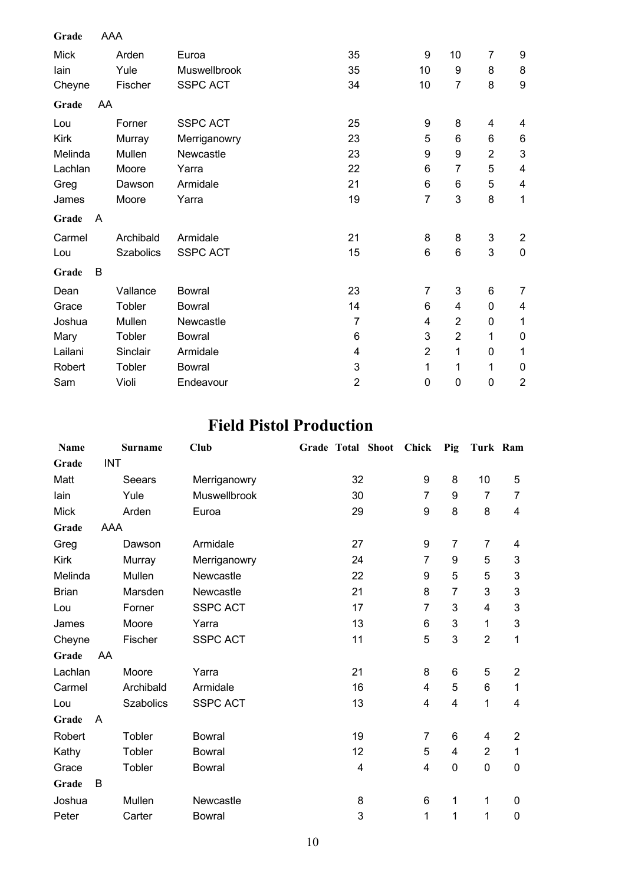| | | | | | | | |
|---|---|---|---|---|---|---|---|
| **Grade** | AAA | | | | | | |
| Mick | Arden | Euroa | 35 | 9 | 10 | 7 | 9 |
| Iain | Yule | Muswellbrook | 35 | 10 | 9 | 8 | 8 |
| Cheyne | Fischer | SSPC ACT | 34 | 10 | 7 | 8 | 9 |
| **Grade** | AA | | | | | | |
| Lou | Forner | SSPC ACT | 25 | 9 | 8 | 4 | 4 |
| Kirk | Murray | Merriganowry | 23 | 5 | 6 | 6 | 6 |
| Melinda | Mullen | Newcastle | 23 | 9 | 9 | 2 | 3 |
| Lachlan | Moore | Yarra | 22 | 6 | 7 | 5 | 4 |
| Greg | Dawson | Armidale | 21 | 6 | 6 | 5 | 4 |
| James | Moore | Yarra | 19 | 7 | 3 | 8 | 1 |
| **Grade** | A | | | | | | |
| Carmel | Archibald | Armidale | 21 | 8 | 8 | 3 | 2 |
| Lou | Szabolics | SSPC ACT | 15 | 6 | 6 | 3 | 0 |
| **Grade** | B | | | | | | |
| Dean | Vallance | Bowral | 23 | 7 | 3 | 6 | 7 |
| Grace | Tobler | Bowral | 14 | 6 | 4 | 0 | 4 |
| Joshua | Mullen | Newcastle | 7 | 4 | 2 | 0 | 1 |
| Mary | Tobler | Bowral | 6 | 3 | 2 | 1 | 0 |
| Lailani | Sinclair | Armidale | 4 | 2 | 1 | 0 | 1 |
| Robert | Tobler | Bowral | 3 | 1 | 1 | 1 | 0 |
| Sam | Violi | Endeavour | 2 | 0 | 0 | 0 | 2 |

# Field Pistol Production

| Name | Surname | Club | Grade | Total | Shoot | Chick | Pig | Turk | Ram |
|---|---|---|---|---|---|---|---|---|---|
| **Grade** | INT | | | | | | | | |
| Matt | Seears | Merriganowry | | 32 | | 9 | 8 | 10 | 5 |
| Iain | Yule | Muswellbrook | | 30 | | 7 | 9 | 7 | 7 |
| Mick | Arden | Euroa | | 29 | | 9 | 8 | 8 | 4 |
| **Grade** | AAA | | | | | | | | |
| Greg | Dawson | Armidale | | 27 | | 9 | 7 | 7 | 4 |
| Kirk | Murray | Merriganowry | | 24 | | 7 | 9 | 5 | 3 |
| Melinda | Mullen | Newcastle | | 22 | | 9 | 5 | 5 | 3 |
| Brian | Marsden | Newcastle | | 21 | | 8 | 7 | 3 | 3 |
| Lou | Forner | SSPC ACT | | 17 | | 7 | 3 | 4 | 3 |
| James | Moore | Yarra | | 13 | | 6 | 3 | 1 | 3 |
| Cheyne | Fischer | SSPC ACT | | 11 | | 5 | 3 | 2 | 1 |
| **Grade** | AA | | | | | | | | |
| Lachlan | Moore | Yarra | | 21 | | 8 | 6 | 5 | 2 |
| Carmel | Archibald | Armidale | | 16 | | 4 | 5 | 6 | 1 |
| Lou | Szabolics | SSPC ACT | | 13 | | 4 | 4 | 1 | 4 |
| **Grade** | A | | | | | | | | |
| Robert | Tobler | Bowral | | 19 | | 7 | 6 | 4 | 2 |
| Kathy | Tobler | Bowral | | 12 | | 5 | 4 | 2 | 1 |
| Grace | Tobler | Bowral | | 4 | | 4 | 0 | 0 | 0 |
| **Grade** | B | | | | | | | | |
| Joshua | Mullen | Newcastle | | 8 | | 6 | 1 | 1 | 0 |
| Peter | Carter | Bowral | | 3 | | 1 | 1 | 1 | 0 |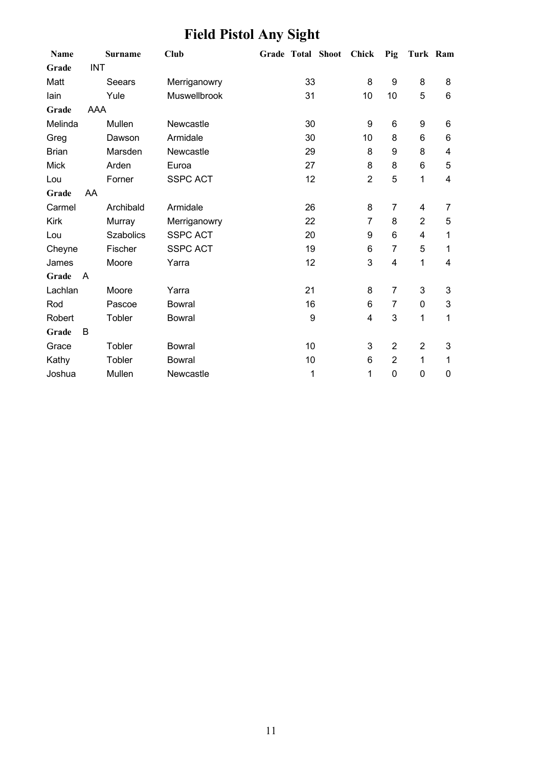# Field Pistol Any Sight

| Name | Surname | Club | Grade | Total | Shoot | Chick | Pig | Turk | Ram |
|---|---|---|---|---|---|---|---|---|---|
| **Grade** | INT | | | | | | | | |
| Matt | Seears | Merriganowry | | 33 | | 8 | 9 | 8 | 8 |
| Iain | Yule | Muswellbrook | | 31 | | 10 | 10 | 5 | 6 |
| **Grade** | AAA | | | | | | | | |
| Melinda | Mullen | Newcastle | | 30 | | 9 | 6 | 9 | 6 |
| Greg | Dawson | Armidale | | 30 | | 10 | 8 | 6 | 6 |
| Brian | Marsden | Newcastle | | 29 | | 8 | 9 | 8 | 4 |
| Mick | Arden | Euroa | | 27 | | 8 | 8 | 6 | 5 |
| Lou | Forner | SSPC ACT | | 12 | | 2 | 5 | 1 | 4 |
| **Grade** | AA | | | | | | | | |
| Carmel | Archibald | Armidale | | 26 | | 8 | 7 | 4 | 7 |
| Kirk | Murray | Merriganowry | | 22 | | 7 | 8 | 2 | 5 |
| Lou | Szabolics | SSPC ACT | | 20 | | 9 | 6 | 4 | 1 |
| Cheyne | Fischer | SSPC ACT | | 19 | | 6 | 7 | 5 | 1 |
| James | Moore | Yarra | | 12 | | 3 | 4 | 1 | 4 |
| **Grade** | A | | | | | | | | |
| Lachlan | Moore | Yarra | | 21 | | 8 | 7 | 3 | 3 |
| Rod | Pascoe | Bowral | | 16 | | 6 | 7 | 0 | 3 |
| Robert | Tobler | Bowral | | 9 | | 4 | 3 | 1 | 1 |
| **Grade** | B | | | | | | | | |
| Grace | Tobler | Bowral | | 10 | | 3 | 2 | 2 | 3 |
| Kathy | Tobler | Bowral | | 10 | | 6 | 2 | 1 | 1 |
| Joshua | Mullen | Newcastle | | 1 | | 1 | 0 | 0 | 0 |